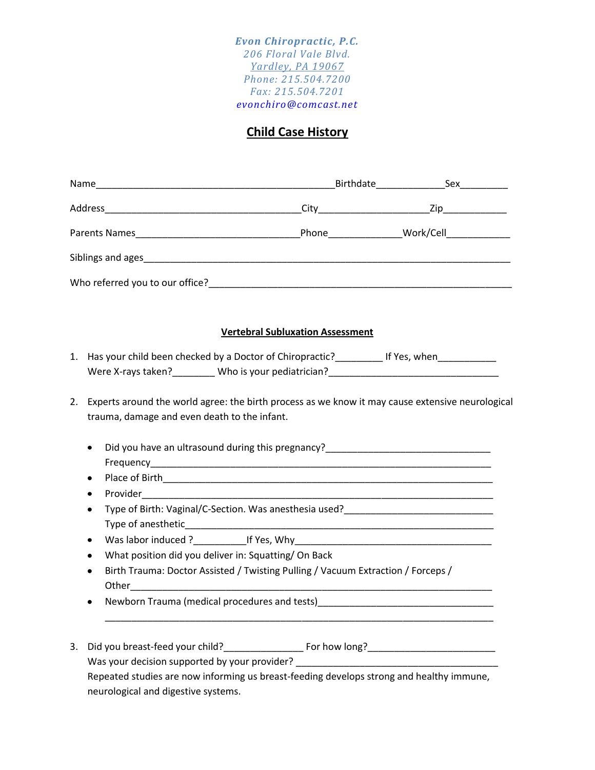*Evon Chiropractic, P.C.*
*206 Floral Vale Blvd.*
*Yardley, PA 19067*
*Phone: 215.504.7200*
*Fax: 215.504.7201*
*evonchiro@comcast.net*

# Child Case History

Name_____________________________________________Birthdate_____________Sex_________

Address____________________________________City____________________Zip____________

Parents Names______________________________Phone_____________Work/Cell___________

Siblings and ages_____________________________________________________________________

Who referred you to our office?________________________________________________________

## Vertebral Subluxation Assessment

1. Has your child been checked by a Doctor of Chiropractic?_________ If Yes, when___________
   Were X-rays taken?________ Who is your pediatrician?________________________________

2. Experts around the world agree: the birth process as we know it may cause extensive neurological trauma, damage and even death to the infant.

   - Did you have an ultrasound during this pregnancy?______________________________
     Frequency______________________________________________________________
   - Place of Birth____________________________________________________________
   - Provider________________________________________________________________
   - Type of Birth: Vaginal/C-Section. Was anesthesia used?___________________________
     Type of anesthetic_______________________________________________________
   - Was labor induced ?__________If Yes, Why_____________________________________
   - What position did you deliver in: Squatting/ On Back
   - Birth Trauma: Doctor Assisted / Twisting Pulling / Vacuum Extraction / Forceps /
     Other_________________________________________________________________
   - Newborn Trauma (medical procedures and tests)_________________________________
     ______________________________________________________________________

3. Did you breast-feed your child?_______________ For how long?________________________
   Was your decision supported by your provider? ______________________________________
   Repeated studies are now informing us breast-feeding develops strong and healthy immune, neurological and digestive systems.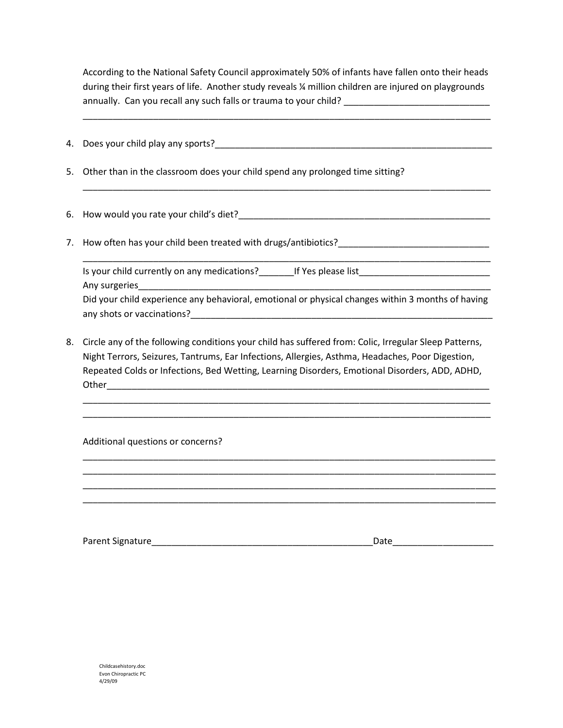According to the National Safety Council approximately 50% of infants have fallen onto their heads during their first years of life. Another study reveals ¼ million children are injured on playgrounds annually. Can you recall any such falls or trauma to your child? ______________________________

______________________________________________________________________________________

4. Does your child play any sports?__________________________________________________________

5. Other than in the classroom does your child spend any prolonged time sitting?

   ______________________________________________________________________________________

6. How would you rate your child's diet?____________________________________________________

7. How often has your child been treated with drugs/antibiotics?______________________________

   ______________________________________________________________________________________

   Is your child currently on any medications?_______If Yes please list__________________________

   Any surgeries______________________________________________________________________

   Did your child experience any behavioral, emotional or physical changes within 3 months of having any shots or vaccinations?______________________________________________________________

8. Circle any of the following conditions your child has suffered from: Colic, Irregular Sleep Patterns, Night Terrors, Seizures, Tantrums, Ear Infections, Allergies, Asthma, Headaches, Poor Digestion, Repeated Colds or Infections, Bed Wetting, Learning Disorders, Emotional Disorders, ADD, ADHD, Other______________________________________________________________________________

   ______________________________________________________________________________________

   ______________________________________________________________________________________

Additional questions or concerns?

______________________________________________________________________________________

______________________________________________________________________________________

______________________________________________________________________________________

______________________________________________________________________________________

Parent Signature______________________________________________Date____________________

Childcasehistory.doc
Evon Chiropractic PC
4/29/09